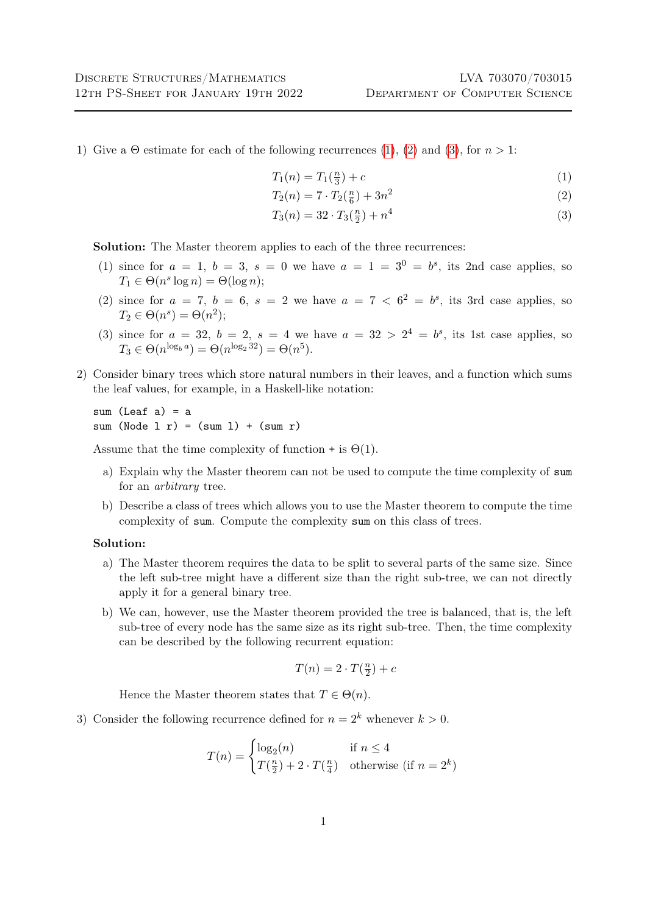1) Give a $\Theta$ estimate for each of the following recurrences (1), (2) and (3), for $n > 1$:

$$T_1(n) = T_1(\tfrac{n}{3}) + c \tag{1}$$

$$T_2(n) = 7 \cdot T_2(\tfrac{n}{6}) + 3n^2 \tag{2}$$

$$T_3(n) = 32 \cdot T_3(\tfrac{n}{2}) + n^4 \tag{3}$$

**Solution:** The Master theorem applies to each of the three recurrences:

(1) since for $a = 1$, $b = 3$, $s = 0$ we have $a = 1 = 3^0 = b^s$, its 2nd case applies, so $T_1 \in \Theta(n^s \log n) = \Theta(\log n)$;

(2) since for $a = 7$, $b = 6$, $s = 2$ we have $a = 7 < 6^2 = b^s$, its 3rd case applies, so $T_2 \in \Theta(n^s) = \Theta(n^2)$;

(3) since for $a = 32$, $b = 2$, $s = 4$ we have $a = 32 > 2^4 = b^s$, its 1st case applies, so $T_3 \in \Theta(n^{\log_b a}) = \Theta(n^{\log_2 32}) = \Theta(n^5)$.

2) Consider binary trees which store natural numbers in their leaves, and a function which sums the leaf values, for example, in a Haskell-like notation:

```
sum (Leaf a) = a
sum (Node l r) = (sum l) + (sum r)
```

Assume that the time complexity of function `+` is $\Theta(1)$.

a) Explain why the Master theorem can not be used to compute the time complexity of `sum` for an *arbitrary* tree.

b) Describe a class of trees which allows you to use the Master theorem to compute the time complexity of `sum`. Compute the complexity `sum` on this class of trees.

**Solution:**

a) The Master theorem requires the data to be split to several parts of the same size. Since the left sub-tree might have a different size than the right sub-tree, we can not directly apply it for a general binary tree.

b) We can, however, use the Master theorem provided the tree is balanced, that is, the left sub-tree of every node has the same size as its right sub-tree. Then, the time complexity can be described by the following recurrent equation:

$$T(n) = 2 \cdot T(\tfrac{n}{2}) + c$$

Hence the Master theorem states that $T \in \Theta(n)$.

3) Consider the following recurrence defined for $n = 2^k$ whenever $k > 0$.

$$T(n) = \begin{cases} \log_2(n) & \text{if } n \leq 4 \\ T(\frac{n}{2}) + 2 \cdot T(\frac{n}{4}) & \text{otherwise (if } n = 2^k) \end{cases}$$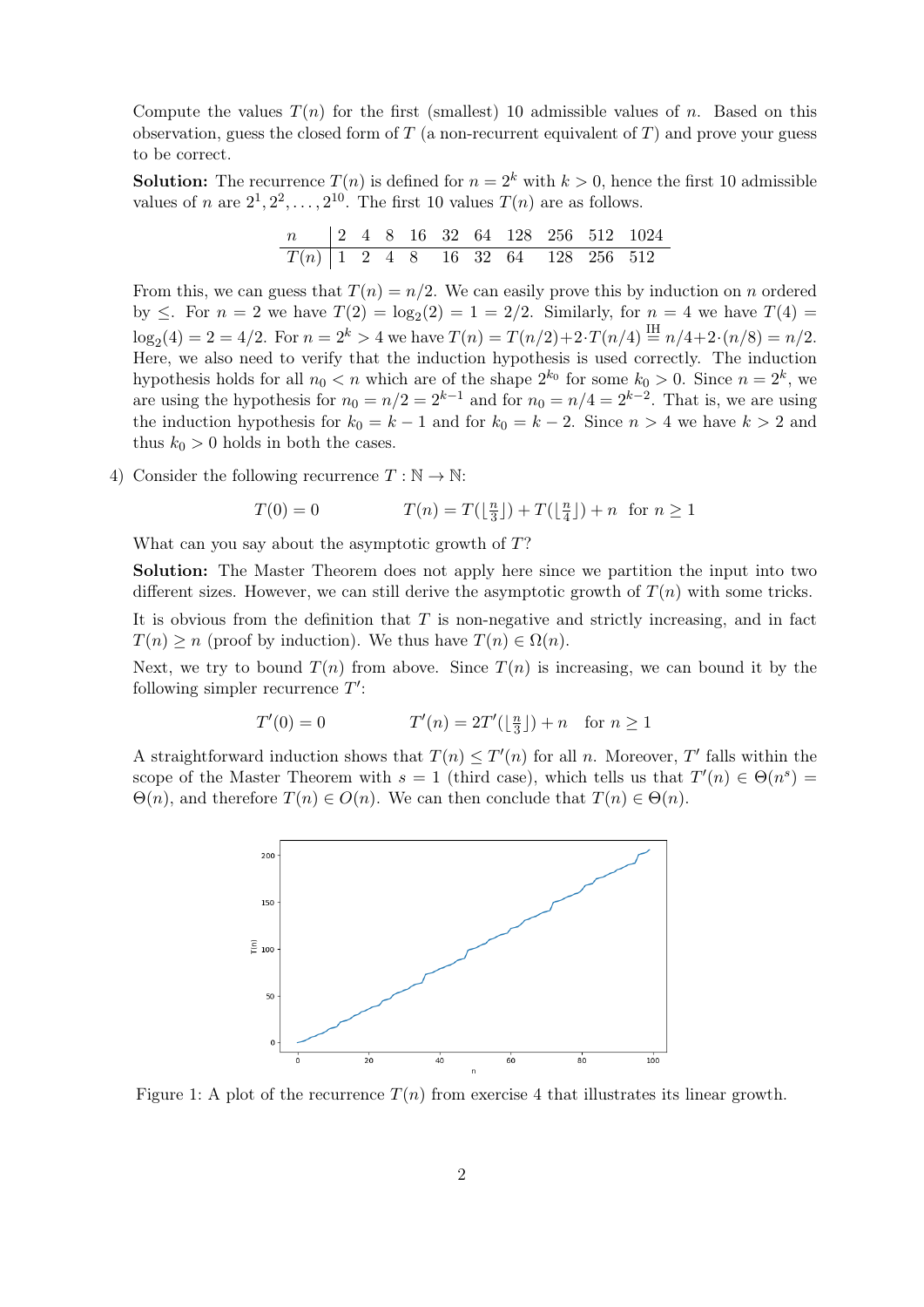Compute the values $T(n)$ for the first (smallest) 10 admissible values of $n$. Based on this observation, guess the closed form of $T$ (a non-recurrent equivalent of $T$) and prove your guess to be correct.

**Solution:** The recurrence $T(n)$ is defined for $n = 2^k$ with $k > 0$, hence the first 10 admissible values of $n$ are $2^1, 2^2, \ldots, 2^{10}$. The first 10 values $T(n)$ are as follows.

| $n$ | 2 | 4 | 8 | 16 | 32 | 64 | 128 | 256 | 512 | 1024 |
|---|---|---|---|---|---|---|---|---|---|---|
| $T(n)$ | 1 | 2 | 4 | 8 | 16 | 32 | 64 | 128 | 256 | 512 |

From this, we can guess that $T(n) = n/2$. We can easily prove this by induction on $n$ ordered by $\leq$. For $n = 2$ we have $T(2) = \log_2(2) = 1 = 2/2$. Similarly, for $n = 4$ we have $T(4) = \log_2(4) = 2 = 4/2$. For $n = 2^k > 4$ we have $T(n) = T(n/2) + 2 \cdot T(n/4) \overset{\text{IH}}{=} n/4 + 2 \cdot (n/8) = n/2$. Here, we also need to verify that the induction hypothesis is used correctly. The induction hypothesis holds for all $n_0 < n$ which are of the shape $2^{k_0}$ for some $k_0 > 0$. Since $n = 2^k$, we are using the hypothesis for $n_0 = n/2 = 2^{k-1}$ and for $n_0 = n/4 = 2^{k-2}$. That is, we are using the induction hypothesis for $k_0 = k - 1$ and for $k_0 = k - 2$. Since $n > 4$ we have $k > 2$ and thus $k_0 > 0$ holds in both the cases.

4) Consider the following recurrence $T : \mathbb{N} \to \mathbb{N}$:

$$T(0) = 0 \qquad\qquad T(n) = T(\lfloor \tfrac{n}{3} \rfloor) + T(\lfloor \tfrac{n}{4} \rfloor) + n \quad \text{for } n \geq 1$$

What can you say about the asymptotic growth of $T$?

**Solution:** The Master Theorem does not apply here since we partition the input into two different sizes. However, we can still derive the asymptotic growth of $T(n)$ with some tricks.

It is obvious from the definition that $T$ is non-negative and strictly increasing, and in fact $T(n) \geq n$ (proof by induction). We thus have $T(n) \in \Omega(n)$.

Next, we try to bound $T(n)$ from above. Since $T(n)$ is increasing, we can bound it by the following simpler recurrence $T'$:

$$T'(0) = 0 \qquad\qquad T'(n) = 2T'(\lfloor \tfrac{n}{3} \rfloor) + n \quad \text{for } n \geq 1$$

A straightforward induction shows that $T(n) \leq T'(n)$ for all $n$. Moreover, $T'$ falls within the scope of the Master Theorem with $s = 1$ (third case), which tells us that $T'(n) \in \Theta(n^s) = \Theta(n)$, and therefore $T(n) \in O(n)$. We can then conclude that $T(n) \in \Theta(n)$.

Figure 1: A plot of the recurrence $T(n)$ from exercise 4 that illustrates its linear growth.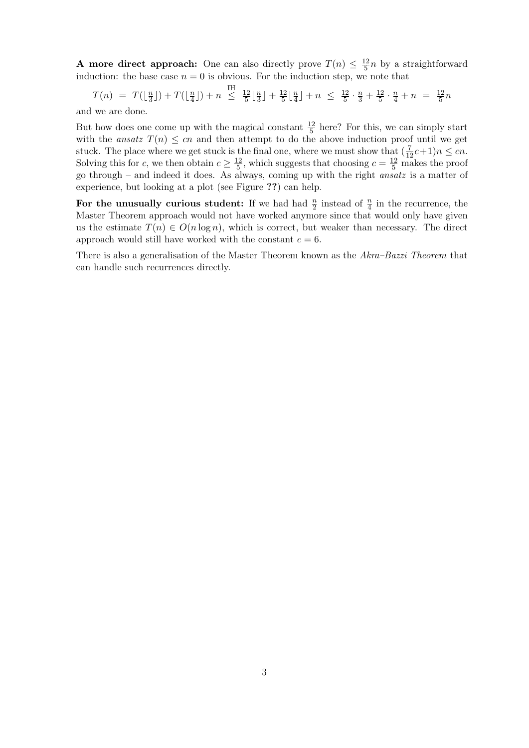**A more direct approach:** One can also directly prove $T(n) \leq \frac{12}{5}n$ by a straightforward induction: the base case $n = 0$ is obvious. For the induction step, we note that

$$T(n) \;=\; T(\lfloor \tfrac{n}{3} \rfloor) + T(\lfloor \tfrac{n}{4} \rfloor) + n \;\overset{\text{IH}}{\leq}\; \tfrac{12}{5}\lfloor \tfrac{n}{3} \rfloor + \tfrac{12}{5}\lfloor \tfrac{n}{4} \rfloor + n \;\leq\; \tfrac{12}{5} \cdot \tfrac{n}{3} + \tfrac{12}{5} \cdot \tfrac{n}{4} + n \;=\; \tfrac{12}{5}n$$

and we are done.

But how does one come up with the magical constant $\frac{12}{5}$ here? For this, we can simply start with the *ansatz* $T(n) \leq cn$ and then attempt to do the above induction proof until we get stuck. The place where we get stuck is the final one, where we must show that $(\frac{7}{12}c+1)n \leq cn$. Solving this for $c$, we then obtain $c \geq \frac{12}{5}$, which suggests that choosing $c = \frac{12}{5}$ makes the proof go through – and indeed it does. As always, coming up with the right *ansatz* is a matter of experience, but looking at a plot (see Figure **??**) can help.

**For the unusually curious student:** If we had had $\frac{n}{2}$ instead of $\frac{n}{4}$ in the recurrence, the Master Theorem approach would not have worked anymore since that would only have given us the estimate $T(n) \in O(n \log n)$, which is correct, but weaker than necessary. The direct approach would still have worked with the constant $c = 6$.

There is also a generalisation of the Master Theorem known as the *Akra–Bazzi Theorem* that can handle such recurrences directly.